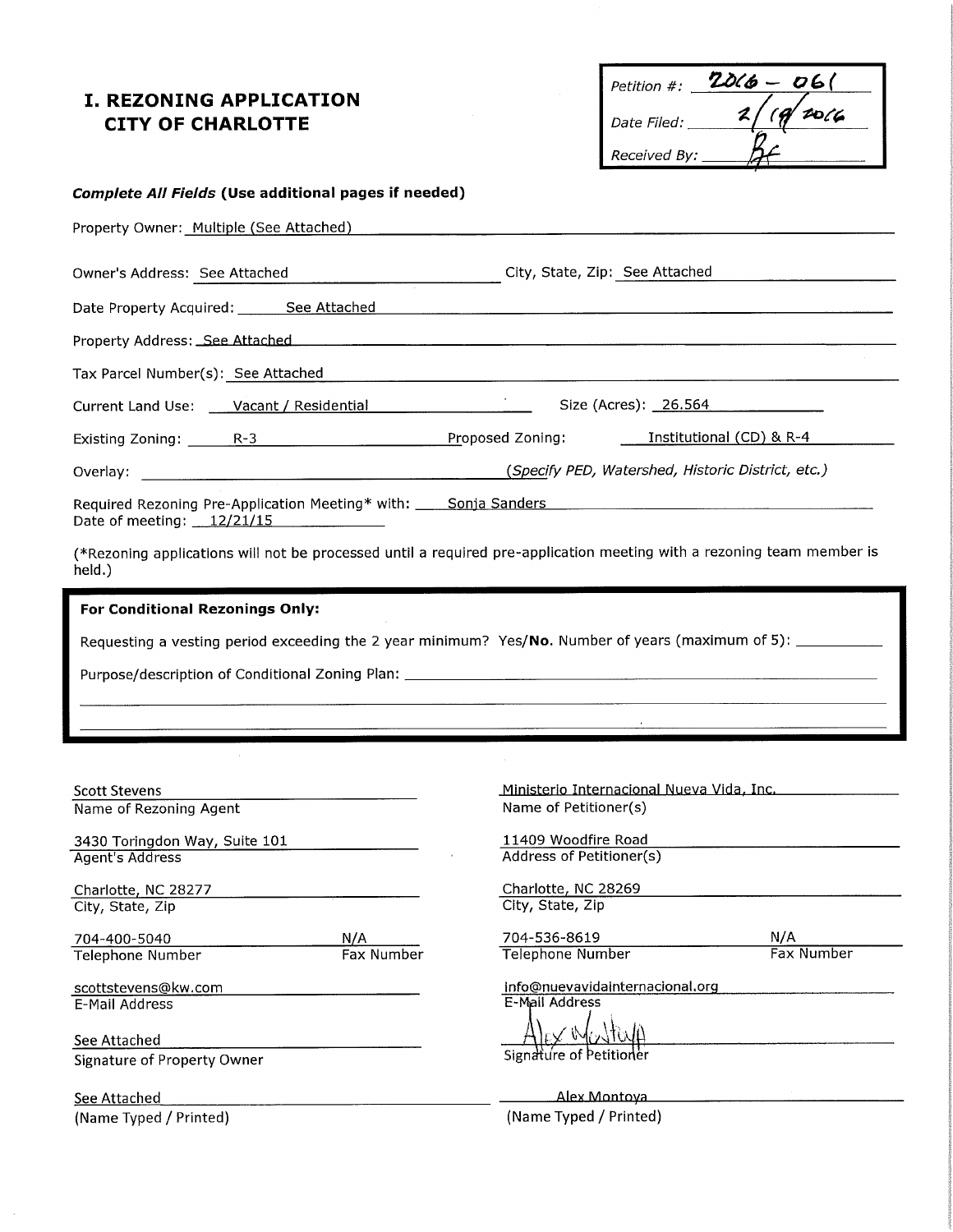# I. REZONING APPLICATION CITY OF CHARLOTTE

Petition #: 2016 – 061
Date Filed: 2/19/2016
Received By: BF

***Complete All Fields*** **(Use additional pages if needed)**

Property Owner: Multiple (See Attached)

Owner's Address: See Attached    City, State, Zip: See Attached

Date Property Acquired: See Attached

Property Address: See Attached

Tax Parcel Number(s): See Attached

Current Land Use: Vacant / Residential    Size (Acres): 26.564

Existing Zoning: R-3    Proposed Zoning: Institutional (CD) & R-4

Overlay: ____________ *(Specify PED, Watershed, Historic District, etc.)*

Required Rezoning Pre-Application Meeting* with: Sonja Sanders
Date of meeting: 12/21/15

(*Rezoning applications will not be processed until a required pre-application meeting with a rezoning team member is held.)

**For Conditional Rezonings Only:**

Requesting a vesting period exceeding the 2 year minimum? Yes/**No**. Number of years (maximum of 5): ____________

Purpose/description of Conditional Zoning Plan: ____________

Scott Stevens
Name of Rezoning Agent

3430 Toringdon Way, Suite 101
Agent's Address

Charlotte, NC 28277
City, State, Zip

704-400-5040    N/A
Telephone Number    Fax Number

scottstevens@kw.com
E-Mail Address

See Attached
Signature of Property Owner

See Attached
(Name Typed / Printed)

Ministerio Internacional Nueva Vida, Inc.
Name of Petitioner(s)

11409 Woodfire Road
Address of Petitioner(s)

Charlotte, NC 28269
City, State, Zip

704-536-8619    N/A
Telephone Number    Fax Number

info@nuevavidainternacional.org
E-Mail Address

Alex Montoya
Signature of Petitioner

Alex Montoya
(Name Typed / Printed)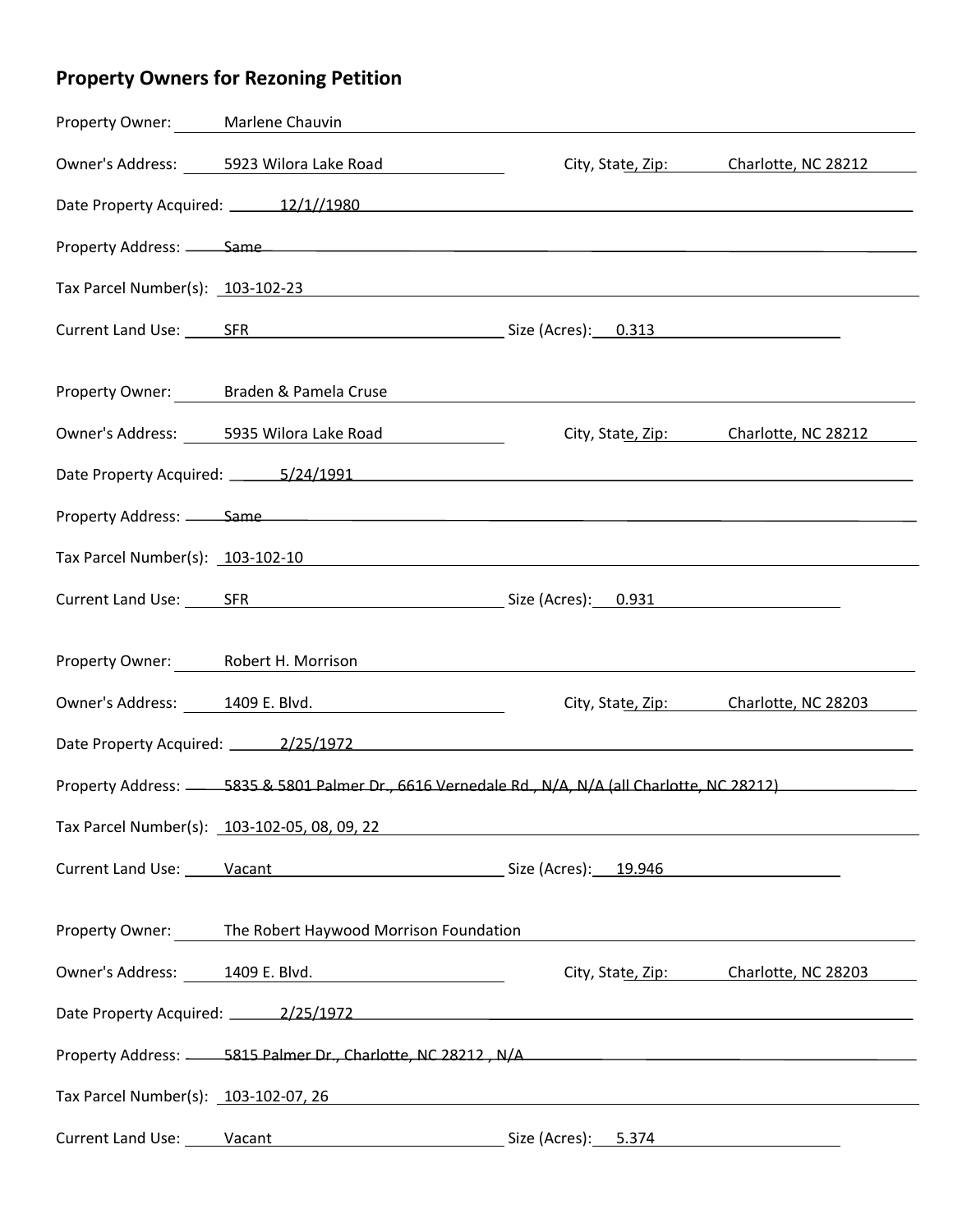## Property Owners for Rezoning Petition

Property Owner: Marlene Chauvin

Owner's Address: 5923 Wilora Lake Road City, State, Zip: Charlotte, NC 28212

Date Property Acquired: 12/1//1980

Property Address: Same

Tax Parcel Number(s): 103-102-23

Current Land Use: SFR Size (Acres): 0.313

Property Owner: Braden & Pamela Cruse

Owner's Address: 5935 Wilora Lake Road City, State, Zip: Charlotte, NC 28212

Date Property Acquired: 5/24/1991

Property Address: Same

Tax Parcel Number(s): 103-102-10

Current Land Use: SFR Size (Acres): 0.931

Property Owner: Robert H. Morrison

Owner's Address: 1409 E. Blvd. City, State, Zip: Charlotte, NC 28203

Date Property Acquired: 2/25/1972

Property Address: 5835 & 5801 Palmer Dr., 6616 Vernedale Rd., N/A, N/A (all Charlotte, NC 28212)

Tax Parcel Number(s): 103-102-05, 08, 09, 22

Current Land Use: Vacant Size (Acres): 19.946

Property Owner: The Robert Haywood Morrison Foundation

Owner's Address: 1409 E. Blvd. City, State, Zip: Charlotte, NC 28203

Date Property Acquired: 2/25/1972

Property Address: 5815 Palmer Dr., Charlotte, NC 28212 , N/A

Tax Parcel Number(s): 103-102-07, 26

Current Land Use: Vacant Size (Acres): 5.374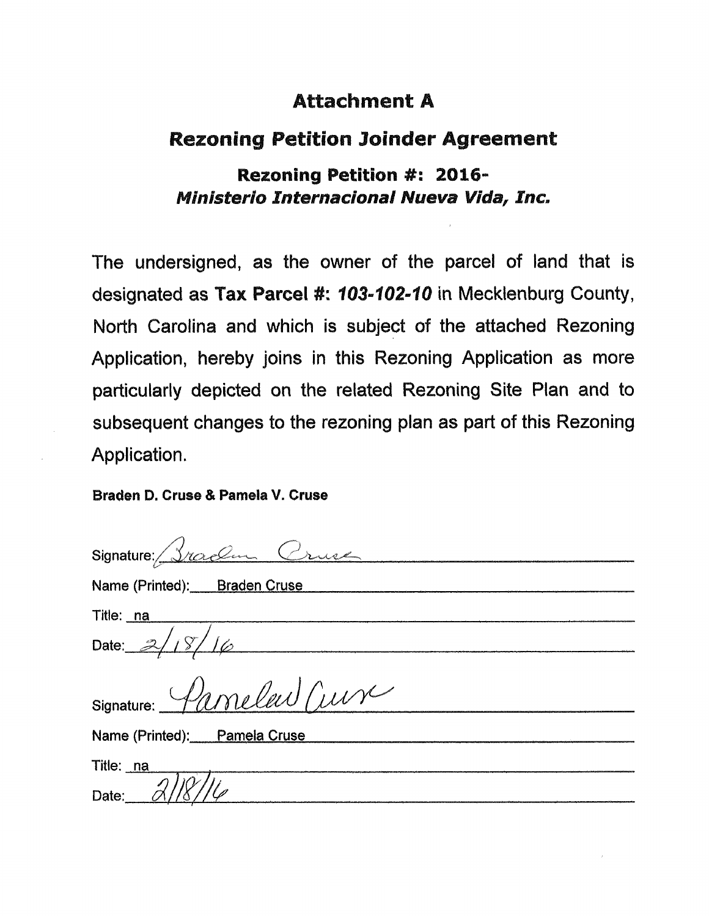# Attachment A

## Rezoning Petition Joinder Agreement

### Rezoning Petition #: 2016-
### *Ministerio Internacional Nueva Vida, Inc.*

The undersigned, as the owner of the parcel of land that is designated as **Tax Parcel #:** ***103-102-10*** in Mecklenburg County, North Carolina and which is subject of the attached Rezoning Application, hereby joins in this Rezoning Application as more particularly depicted on the related Rezoning Site Plan and to subsequent changes to the rezoning plan as part of this Rezoning Application.

**Braden D. Cruse & Pamela V. Cruse**

Signature: Braden Cruse

Name (Printed): Braden Cruse

Title: na

Date: 2/18/16

Signature: Pamela Cruse

Name (Printed): Pamela Cruse

Title: na

Date: 2/18/16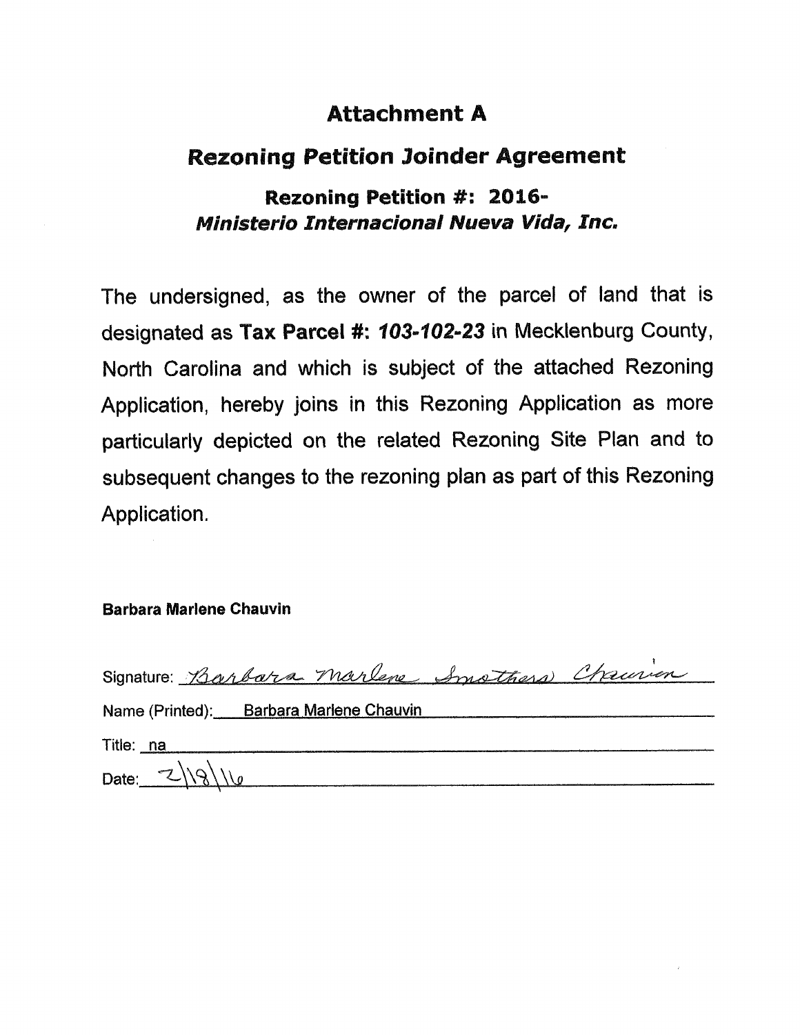# Attachment A

## Rezoning Petition Joinder Agreement

### Rezoning Petition #: 2016-
### *Ministerio Internacional Nueva Vida, Inc.*

The undersigned, as the owner of the parcel of land that is designated as **Tax Parcel #: *103-102-23*** in Mecklenburg County, North Carolina and which is subject of the attached Rezoning Application, hereby joins in this Rezoning Application as more particularly depicted on the related Rezoning Site Plan and to subsequent changes to the rezoning plan as part of this Rezoning Application.

**Barbara Marlene Chauvin**

Signature: Barbara Marlene Smothers Chauvin

Name (Printed): Barbara Marlene Chauvin

Title: na

Date: 2\18\16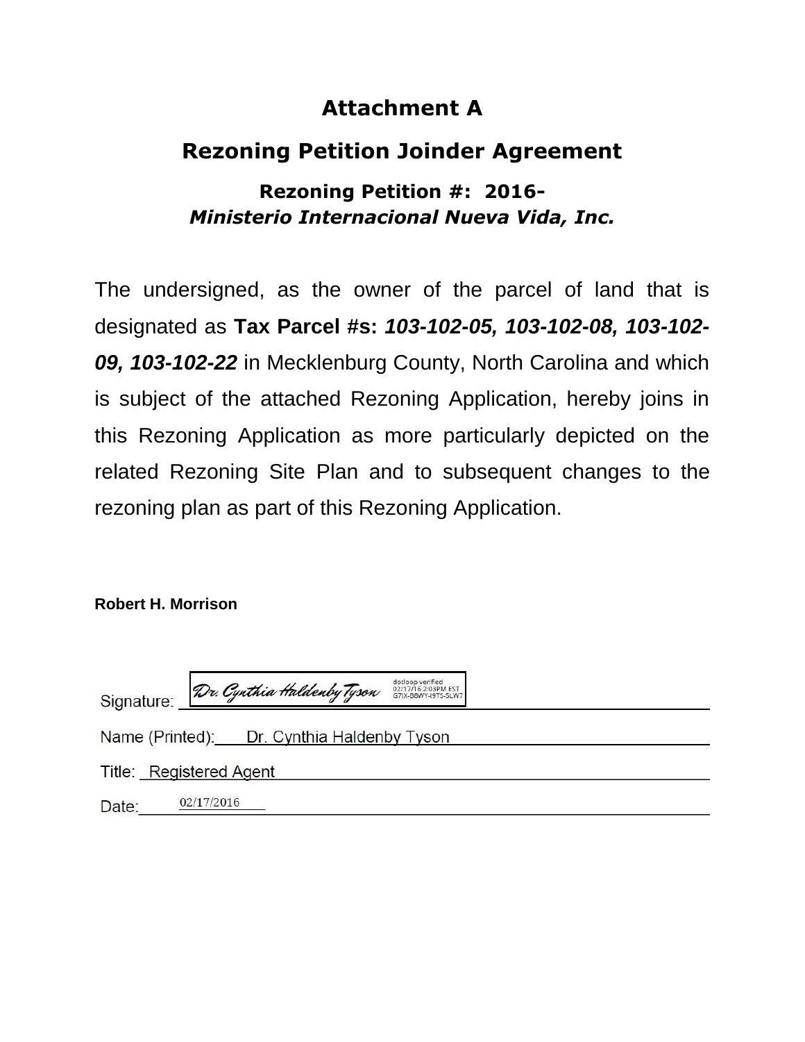# Attachment A

## Rezoning Petition Joinder Agreement

### Rezoning Petition #: 2016-
### *Ministerio Internacional Nueva Vida, Inc.*

The undersigned, as the owner of the parcel of land that is designated as **Tax Parcel #s:** ***103-102-05, 103-102-08, 103-102-09, 103-102-22*** in Mecklenburg County, North Carolina and which is subject of the attached Rezoning Application, hereby joins in this Rezoning Application as more particularly depicted on the related Rezoning Site Plan and to subsequent changes to the rezoning plan as part of this Rezoning Application.

**Robert H. Morrison**

Signature: Dr. Cynthia Haldenby Tyson (dotloop verified 02/17/16 2:03PM EST G7IX-B8WY-I9TS-5LW7)

Name (Printed): Dr. Cynthia Haldenby Tyson

Title: Registered Agent

Date: 02/17/2016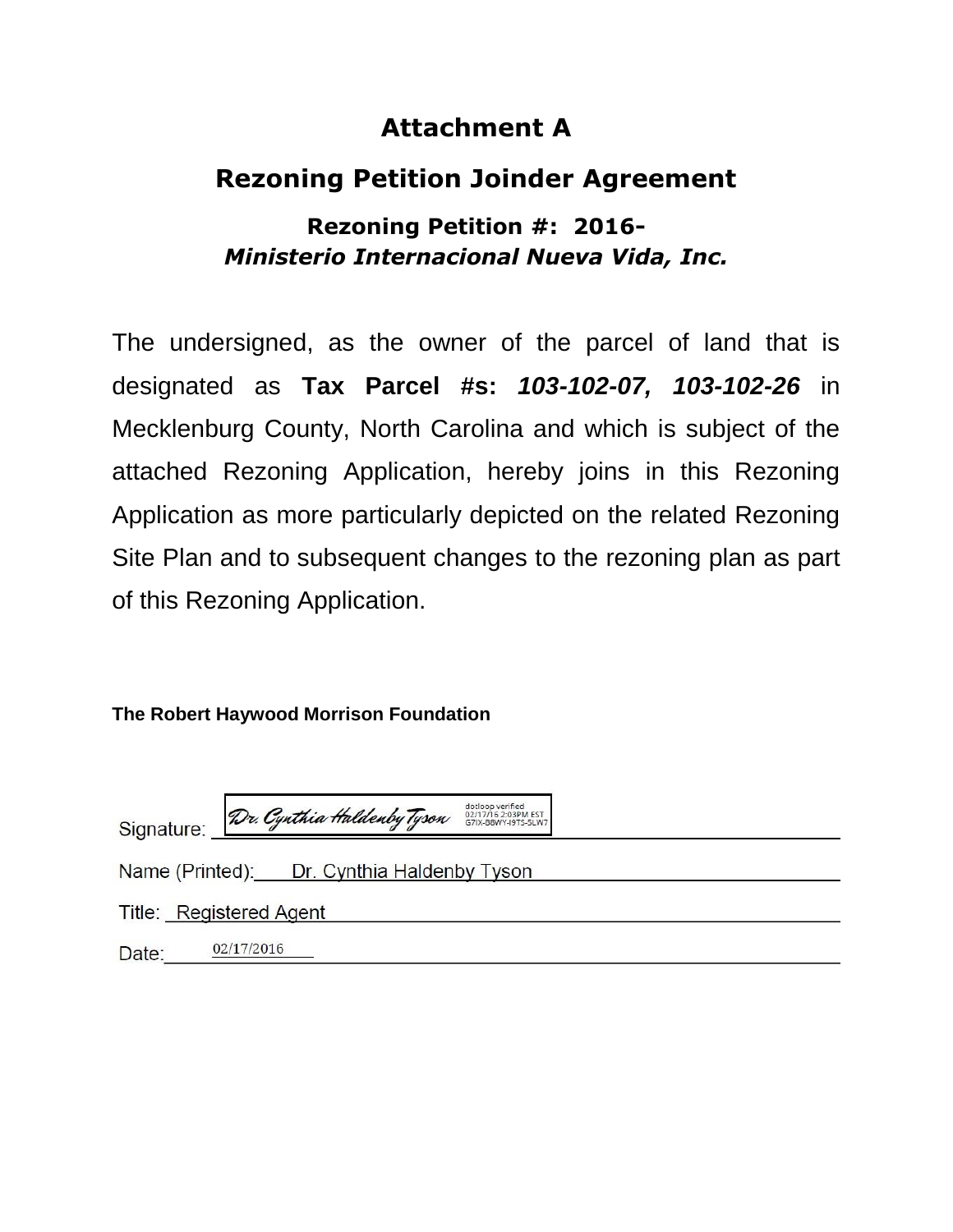# Attachment A

## Rezoning Petition Joinder Agreement

### Rezoning Petition #: 2016-
### *Ministerio Internacional Nueva Vida, Inc.*

The undersigned, as the owner of the parcel of land that is designated as **Tax Parcel #s:** ***103-102-07, 103-102-26*** in Mecklenburg County, North Carolina and which is subject of the attached Rezoning Application, hereby joins in this Rezoning Application as more particularly depicted on the related Rezoning Site Plan and to subsequent changes to the rezoning plan as part of this Rezoning Application.

**The Robert Haywood Morrison Foundation**

Signature: Dr. Cynthia Haldenby Tyson (dotloop verified 02/17/16 2:03PM EST G7IX-B8WY-I9TS-5LW7)

Name (Printed): Dr. Cynthia Haldenby Tyson

Title: Registered Agent

Date: 02/17/2016